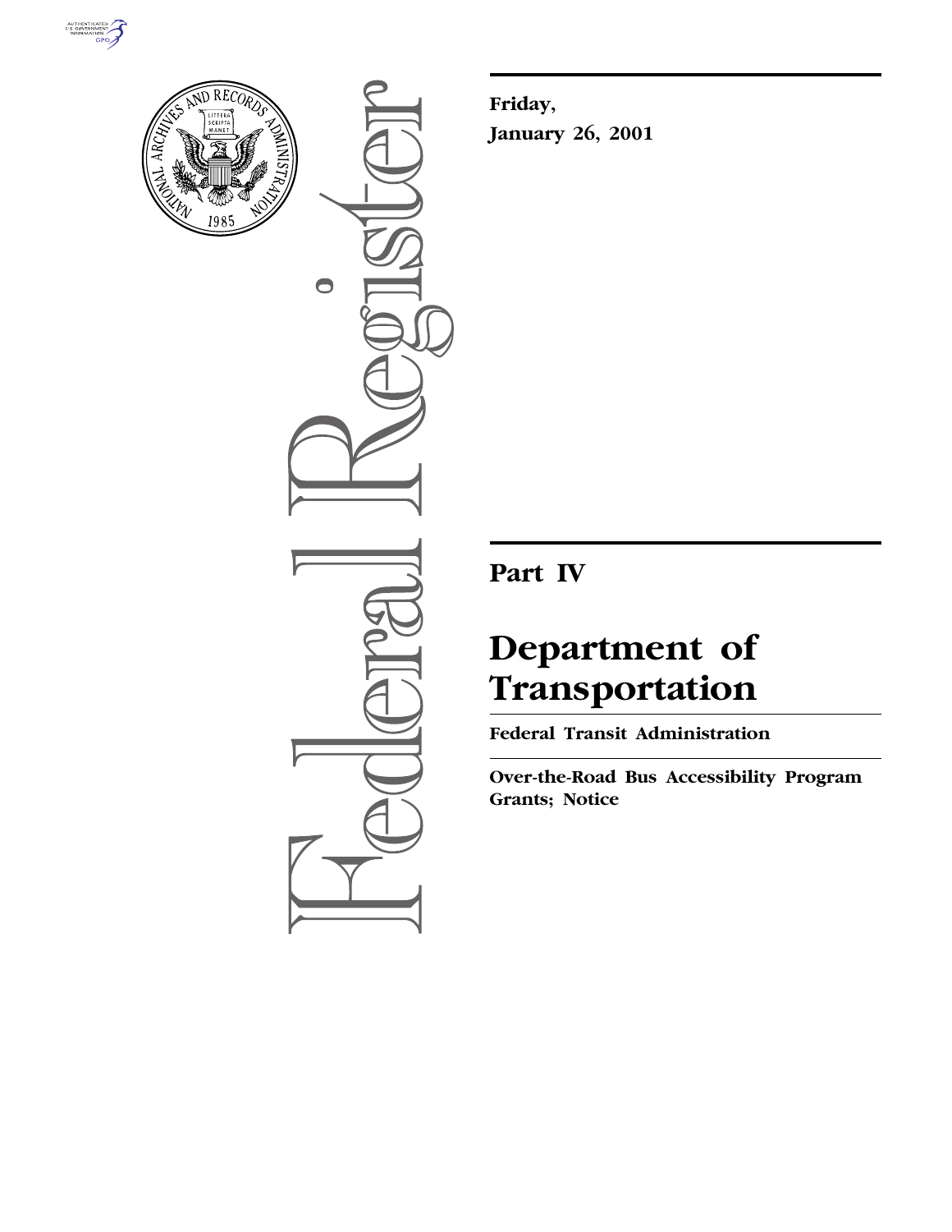**Friday,**

**January 26, 2001**

# Part IV

# Department of Transportation

## Federal Transit Administration

## Over-the-Road Bus Accessibility Program Grants; Notice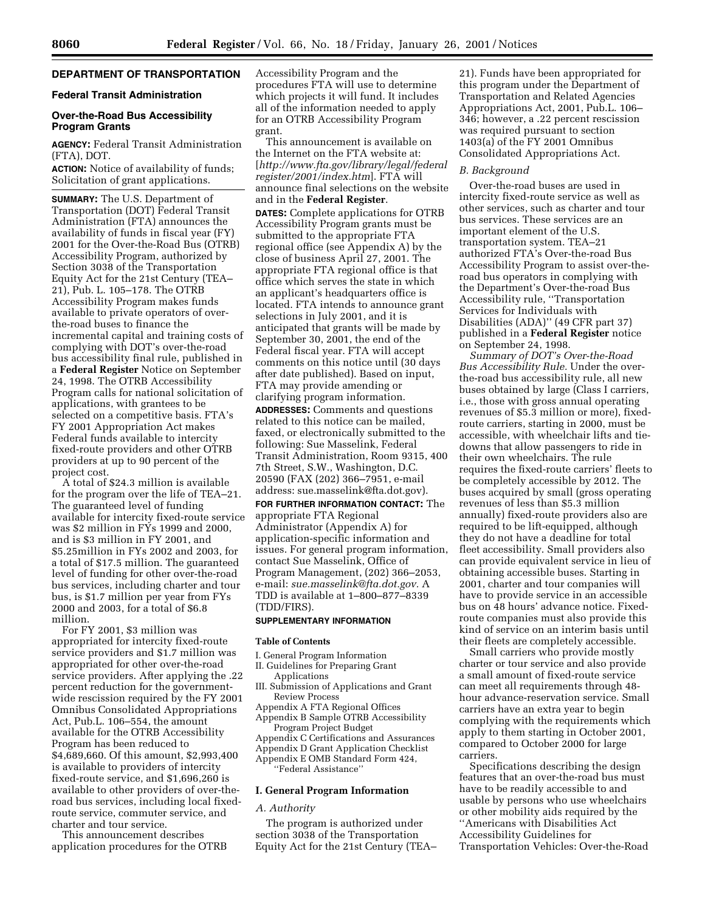**DEPARTMENT OF TRANSPORTATION**

**Federal Transit Administration**

**Over-the-Road Bus Accessibility Program Grants**

**AGENCY:** Federal Transit Administration (FTA), DOT.

**ACTION:** Notice of availability of funds; Solicitation of grant applications.

**SUMMARY:** The U.S. Department of Transportation (DOT) Federal Transit Administration (FTA) announces the availability of funds in fiscal year (FY) 2001 for the Over-the-Road Bus (OTRB) Accessibility Program, authorized by Section 3038 of the Transportation Equity Act for the 21st Century (TEA–21), Pub. L. 105–178. The OTRB Accessibility Program makes funds available to private operators of over-the-road buses to finance the incremental capital and training costs of complying with DOT's over-the-road bus accessibility final rule, published in a **Federal Register** Notice on September 24, 1998. The OTRB Accessibility Program calls for national solicitation of applications, with grantees to be selected on a competitive basis. FTA's FY 2001 Appropriation Act makes Federal funds available to intercity fixed-route providers and other OTRB providers at up to 90 percent of the project cost.

A total of $24.3 million is available for the program over the life of TEA–21. The guaranteed level of funding available for intercity fixed-route service was $2 million in FYs 1999 and 2000, and is $3 million in FY 2001, and $5.25million in FYs 2002 and 2003, for a total of $17.5 million. The guaranteed level of funding for other over-the-road bus services, including charter and tour bus, is $1.7 million per year from FYs 2000 and 2003, for a total of $6.8 million.

For FY 2001, $3 million was appropriated for intercity fixed-route service providers and $1.7 million was appropriated for other over-the-road service providers. After applying the .22 percent reduction for the government-wide rescission required by the FY 2001 Omnibus Consolidated Appropriations Act, Pub.L. 106–554, the amount available for the OTRB Accessibility Program has been reduced to $4,689,660. Of this amount, $2,993,400 is available to providers of intercity fixed-route service, and $1,696,260 is available to other providers of over-the-road bus services, including local fixed-route service, commuter service, and charter and tour service.

This announcement describes application procedures for the OTRB Accessibility Program and the procedures FTA will use to determine which projects it will fund. It includes all of the information needed to apply for an OTRB Accessibility Program grant.

This announcement is available on the Internet on the FTA website at: [*http://www.fta.gov/library/legal/federal register/2001/index.htm*]. FTA will announce final selections on the website and in the **Federal Register**.

**DATES:** Complete applications for OTRB Accessibility Program grants must be submitted to the appropriate FTA regional office (see Appendix A) by the close of business April 27, 2001. The appropriate FTA regional office is that office which serves the state in which an applicant's headquarters office is located. FTA intends to announce grant selections in July 2001, and it is anticipated that grants will be made by September 30, 2001, the end of the Federal fiscal year. FTA will accept comments on this notice until (30 days after date published). Based on input, FTA may provide amending or clarifying program information.

**ADDRESSES:** Comments and questions related to this notice can be mailed, faxed, or electronically submitted to the following: Sue Masselink, Federal Transit Administration, Room 9315, 400 7th Street, S.W., Washington, D.C. 20590 (FAX (202) 366–7951, e-mail address: sue.masselink@fta.dot.gov).

**FOR FURTHER INFORMATION CONTACT:** The appropriate FTA Regional Administrator (Appendix A) for application-specific information and issues. For general program information, contact Sue Masselink, Office of Program Management, (202) 366–2053, e-mail: *sue.masselink@fta.dot.gov.* A TDD is available at 1–800–877–8339 (TDD/FIRS).

**SUPPLEMENTARY INFORMATION**

**Table of Contents**

I. General Program Information
II. Guidelines for Preparing Grant Applications
III. Submission of Applications and Grant Review Process
Appendix A FTA Regional Offices
Appendix B Sample OTRB Accessibility Program Project Budget
Appendix C Certifications and Assurances
Appendix D Grant Application Checklist
Appendix E OMB Standard Form 424, ''Federal Assistance''

## I. General Program Information

### *A. Authority*

The program is authorized under section 3038 of the Transportation Equity Act for the 21st Century (TEA–21). Funds have been appropriated for this program under the Department of Transportation and Related Agencies Appropriations Act, 2001, Pub.L. 106–346; however, a .22 percent rescission was required pursuant to section 1403(a) of the FY 2001 Omnibus Consolidated Appropriations Act.

### *B. Background*

Over-the-road buses are used in intercity fixed-route service as well as other services, such as charter and tour bus services. These services are an important element of the U.S. transportation system. TEA–21 authorized FTA's Over-the-road Bus Accessibility Program to assist over-the-road bus operators in complying with the Department's Over-the-road Bus Accessibility rule, ''Transportation Services for Individuals with Disabilities (ADA)'' (49 CFR part 37) published in a **Federal Register** notice on September 24, 1998.

*Summary of DOT's Over-the-Road Bus Accessibility Rule.* Under the over-the-road bus accessibility rule, all new buses obtained by large (Class I carriers, i.e., those with gross annual operating revenues of $5.3 million or more), fixed-route carriers, starting in 2000, must be accessible, with wheelchair lifts and tie-downs that allow passengers to ride in their own wheelchairs. The rule requires the fixed-route carriers' fleets to be completely accessible by 2012. The buses acquired by small (gross operating revenues of less than $5.3 million annually) fixed-route providers also are required to be lift-equipped, although they do not have a deadline for total fleet accessibility. Small providers also can provide equivalent service in lieu of obtaining accessible buses. Starting in 2001, charter and tour companies will have to provide service in an accessible bus on 48 hours' advance notice. Fixed-route companies must also provide this kind of service on an interim basis until their fleets are completely accessible.

Small carriers who provide mostly charter or tour service and also provide a small amount of fixed-route service can meet all requirements through 48-hour advance-reservation service. Small carriers have an extra year to begin complying with the requirements which apply to them starting in October 2001, compared to October 2000 for large carriers.

Specifications describing the design features that an over-the-road bus must have to be readily accessible to and usable by persons who use wheelchairs or other mobility aids required by the ''Americans with Disabilities Act Accessibility Guidelines for Transportation Vehicles: Over-the-Road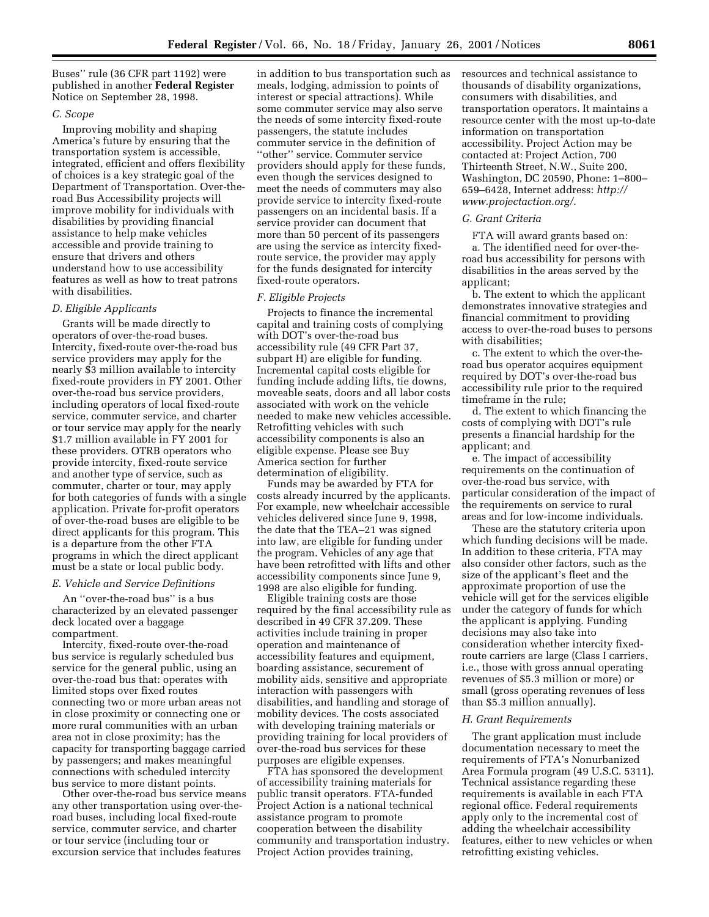Buses'' rule (36 CFR part 1192) were published in another **Federal Register** Notice on September 28, 1998.

### *C. Scope*

Improving mobility and shaping America's future by ensuring that the transportation system is accessible, integrated, efficient and offers flexibility of choices is a key strategic goal of the Department of Transportation. Over-the-road Bus Accessibility projects will improve mobility for individuals with disabilities by providing financial assistance to help make vehicles accessible and provide training to ensure that drivers and others understand how to use accessibility features as well as how to treat patrons with disabilities.

### *D. Eligible Applicants*

Grants will be made directly to operators of over-the-road buses. Intercity, fixed-route over-the-road bus service providers may apply for the nearly $3 million available to intercity fixed-route providers in FY 2001. Other over-the-road bus service providers, including operators of local fixed-route service, commuter service, and charter or tour service may apply for the nearly $1.7 million available in FY 2001 for these providers. OTRB operators who provide intercity, fixed-route service and another type of service, such as commuter, charter or tour, may apply for both categories of funds with a single application. Private for-profit operators of over-the-road buses are eligible to be direct applicants for this program. This is a departure from the other FTA programs in which the direct applicant must be a state or local public body.

### *E. Vehicle and Service Definitions*

An ''over-the-road bus'' is a bus characterized by an elevated passenger deck located over a baggage compartment.

Intercity, fixed-route over-the-road bus service is regularly scheduled bus service for the general public, using an over-the-road bus that: operates with limited stops over fixed routes connecting two or more urban areas not in close proximity or connecting one or more rural communities with an urban area not in close proximity; has the capacity for transporting baggage carried by passengers; and makes meaningful connections with scheduled intercity bus service to more distant points.

Other over-the-road bus service means any other transportation using over-the-road buses, including local fixed-route service, commuter service, and charter or tour service (including tour or excursion service that includes features in addition to bus transportation such as meals, lodging, admission to points of interest or special attractions). While some commuter service may also serve the needs of some intercity fixed-route passengers, the statute includes commuter service in the definition of ''other'' service. Commuter service providers should apply for these funds, even though the services designed to meet the needs of commuters may also provide service to intercity fixed-route passengers on an incidental basis. If a service provider can document that more than 50 percent of its passengers are using the service as intercity fixed-route service, the provider may apply for the funds designated for intercity fixed-route operators.

### *F. Eligible Projects*

Projects to finance the incremental capital and training costs of complying with DOT's over-the-road bus accessibility rule (49 CFR Part 37, subpart H) are eligible for funding. Incremental capital costs eligible for funding include adding lifts, tie downs, moveable seats, doors and all labor costs associated with work on the vehicle needed to make new vehicles accessible. Retrofitting vehicles with such accessibility components is also an eligible expense. Please see Buy America section for further determination of eligibility.

Funds may be awarded by FTA for costs already incurred by the applicants. For example, new wheelchair accessible vehicles delivered since June 9, 1998, the date that the TEA–21 was signed into law, are eligible for funding under the program. Vehicles of any age that have been retrofitted with lifts and other accessibility components since June 9, 1998 are also eligible for funding.

Eligible training costs are those required by the final accessibility rule as described in 49 CFR 37.209. These activities include training in proper operation and maintenance of accessibility features and equipment, boarding assistance, securement of mobility aids, sensitive and appropriate interaction with passengers with disabilities, and handling and storage of mobility devices. The costs associated with developing training materials or providing training for local providers of over-the-road bus services for these purposes are eligible expenses.

FTA has sponsored the development of accessibility training materials for public transit operators. FTA-funded Project Action is a national technical assistance program to promote cooperation between the disability community and transportation industry. Project Action provides training, resources and technical assistance to thousands of disability organizations, consumers with disabilities, and transportation operators. It maintains a resource center with the most up-to-date information on transportation accessibility. Project Action may be contacted at: Project Action, 700 Thirteenth Street, N.W., Suite 200, Washington, DC 20590, Phone: 1–800–659–6428, Internet address: *http://www.projectaction.org/.*

### *G. Grant Criteria*

FTA will award grants based on:

a. The identified need for over-the-road bus accessibility for persons with disabilities in the areas served by the applicant;

b. The extent to which the applicant demonstrates innovative strategies and financial commitment to providing access to over-the-road buses to persons with disabilities;

c. The extent to which the over-the-road bus operator acquires equipment required by DOT's over-the-road bus accessibility rule prior to the required timeframe in the rule;

d. The extent to which financing the costs of complying with DOT's rule presents a financial hardship for the applicant; and

e. The impact of accessibility requirements on the continuation of over-the-road bus service, with particular consideration of the impact of the requirements on service to rural areas and for low-income individuals.

These are the statutory criteria upon which funding decisions will be made. In addition to these criteria, FTA may also consider other factors, such as the size of the applicant's fleet and the approximate proportion of use the vehicle will get for the services eligible under the category of funds for which the applicant is applying. Funding decisions may also take into consideration whether intercity fixed-route carriers are large (Class I carriers, i.e., those with gross annual operating revenues of $5.3 million or more) or small (gross operating revenues of less than $5.3 million annually).

### *H. Grant Requirements*

The grant application must include documentation necessary to meet the requirements of FTA's Nonurbanized Area Formula program (49 U.S.C. 5311). Technical assistance regarding these requirements is available in each FTA regional office. Federal requirements apply only to the incremental cost of adding the wheelchair accessibility features, either to new vehicles or when retrofitting existing vehicles.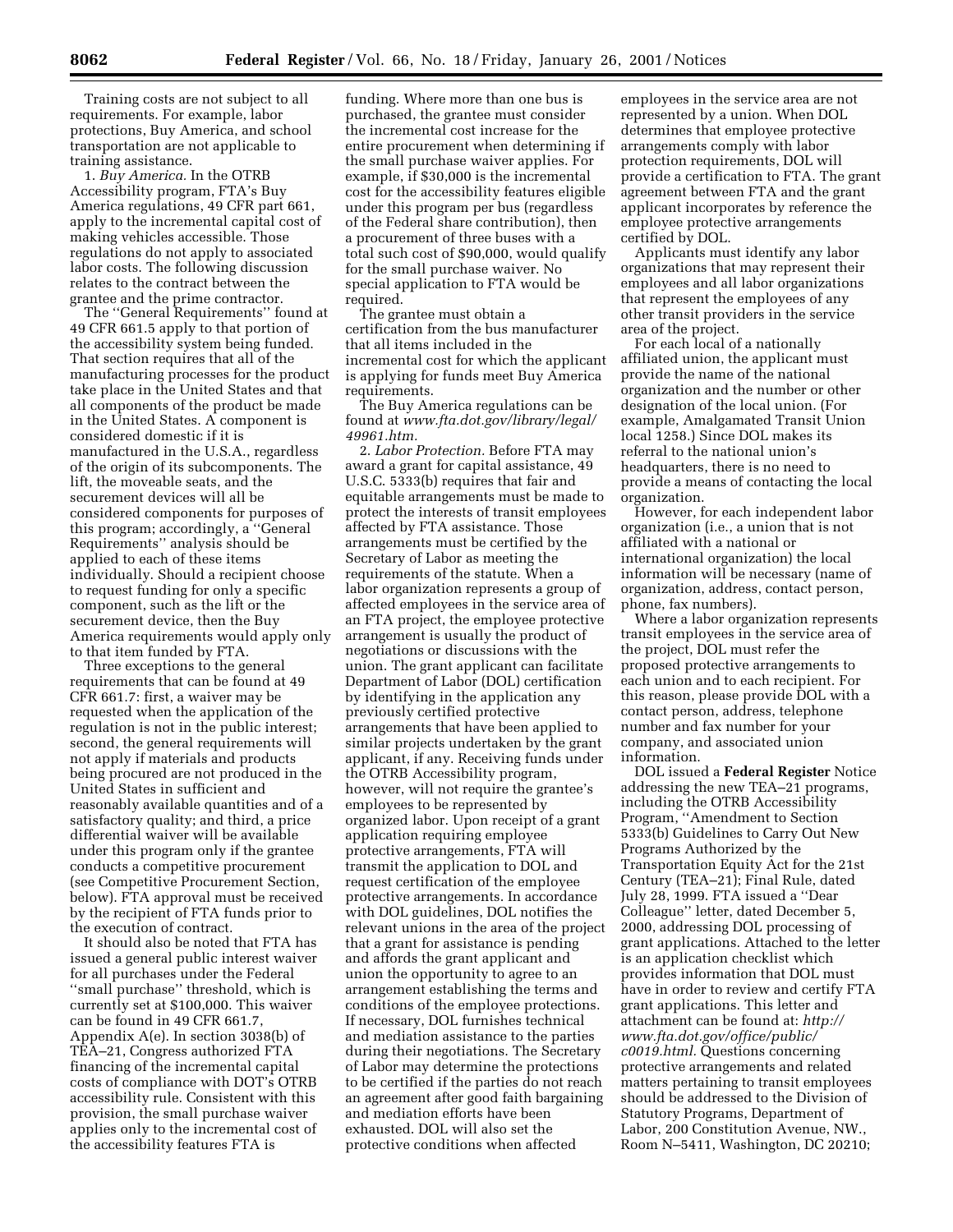Training costs are not subject to all requirements. For example, labor protections, Buy America, and school transportation are not applicable to training assistance.

1. *Buy America.* In the OTRB Accessibility program, FTA's Buy America regulations, 49 CFR part 661, apply to the incremental capital cost of making vehicles accessible. Those regulations do not apply to associated labor costs. The following discussion relates to the contract between the grantee and the prime contractor.

The ''General Requirements'' found at 49 CFR 661.5 apply to that portion of the accessibility system being funded. That section requires that all of the manufacturing processes for the product take place in the United States and that all components of the product be made in the United States. A component is considered domestic if it is manufactured in the U.S.A., regardless of the origin of its subcomponents. The lift, the moveable seats, and the securement devices will all be considered components for purposes of this program; accordingly, a ''General Requirements'' analysis should be applied to each of these items individually. Should a recipient choose to request funding for only a specific component, such as the lift or the securement device, then the Buy America requirements would apply only to that item funded by FTA.

Three exceptions to the general requirements that can be found at 49 CFR 661.7: first, a waiver may be requested when the application of the regulation is not in the public interest; second, the general requirements will not apply if materials and products being procured are not produced in the United States in sufficient and reasonably available quantities and of a satisfactory quality; and third, a price differential waiver will be available under this program only if the grantee conducts a competitive procurement (see Competitive Procurement Section, below). FTA approval must be received by the recipient of FTA funds prior to the execution of contract.

It should also be noted that FTA has issued a general public interest waiver for all purchases under the Federal ''small purchase'' threshold, which is currently set at $100,000. This waiver can be found in 49 CFR 661.7, Appendix A(e). In section 3038(b) of TEA–21, Congress authorized FTA financing of the incremental capital costs of compliance with DOT's OTRB accessibility rule. Consistent with this provision, the small purchase waiver applies only to the incremental cost of the accessibility features FTA is funding. Where more than one bus is purchased, the grantee must consider the incremental cost increase for the entire procurement when determining if the small purchase waiver applies. For example, if $30,000 is the incremental cost for the accessibility features eligible under this program per bus (regardless of the Federal share contribution), then a procurement of three buses with a total such cost of $90,000, would qualify for the small purchase waiver. No special application to FTA would be required.

The grantee must obtain a certification from the bus manufacturer that all items included in the incremental cost for which the applicant is applying for funds meet Buy America requirements.

The Buy America regulations can be found at *www.fta.dot.gov/library/legal/49961.htm.*

2. *Labor Protection.* Before FTA may award a grant for capital assistance, 49 U.S.C. 5333(b) requires that fair and equitable arrangements must be made to protect the interests of transit employees affected by FTA assistance. Those arrangements must be certified by the Secretary of Labor as meeting the requirements of the statute. When a labor organization represents a group of affected employees in the service area of an FTA project, the employee protective arrangement is usually the product of negotiations or discussions with the union. The grant applicant can facilitate Department of Labor (DOL) certification by identifying in the application any previously certified protective arrangements that have been applied to similar projects undertaken by the grant applicant, if any. Receiving funds under the OTRB Accessibility program, however, will not require the grantee's employees to be represented by organized labor. Upon receipt of a grant application requiring employee protective arrangements, FTA will transmit the application to DOL and request certification of the employee protective arrangements. In accordance with DOL guidelines, DOL notifies the relevant unions in the area of the project that a grant for assistance is pending and affords the grant applicant and union the opportunity to agree to an arrangement establishing the terms and conditions of the employee protections. If necessary, DOL furnishes technical and mediation assistance to the parties during their negotiations. The Secretary of Labor may determine the protections to be certified if the parties do not reach an agreement after good faith bargaining and mediation efforts have been exhausted. DOL will also set the protective conditions when affected employees in the service area are not represented by a union. When DOL determines that employee protective arrangements comply with labor protection requirements, DOL will provide a certification to FTA. The grant agreement between FTA and the grant applicant incorporates by reference the employee protective arrangements certified by DOL.

Applicants must identify any labor organizations that may represent their employees and all labor organizations that represent the employees of any other transit providers in the service area of the project.

For each local of a nationally affiliated union, the applicant must provide the name of the national organization and the number or other designation of the local union. (For example, Amalgamated Transit Union local 1258.) Since DOL makes its referral to the national union's headquarters, there is no need to provide a means of contacting the local organization.

However, for each independent labor organization (i.e., a union that is not affiliated with a national or international organization) the local information will be necessary (name of organization, address, contact person, phone, fax numbers).

Where a labor organization represents transit employees in the service area of the project, DOL must refer the proposed protective arrangements to each union and to each recipient. For this reason, please provide DOL with a contact person, address, telephone number and fax number for your company, and associated union information.

DOL issued a **Federal Register** Notice addressing the new TEA–21 programs, including the OTRB Accessibility Program, ''Amendment to Section 5333(b) Guidelines to Carry Out New Programs Authorized by the Transportation Equity Act for the 21st Century (TEA–21); Final Rule, dated July 28, 1999. FTA issued a ''Dear Colleague'' letter, dated December 5, 2000, addressing DOL processing of grant applications. Attached to the letter is an application checklist which provides information that DOL must have in order to review and certify FTA grant applications. This letter and attachment can be found at: *http://www.fta.dot.gov/office/public/c0019.html.* Questions concerning protective arrangements and related matters pertaining to transit employees should be addressed to the Division of Statutory Programs, Department of Labor, 200 Constitution Avenue, NW., Room N–5411, Washington, DC 20210;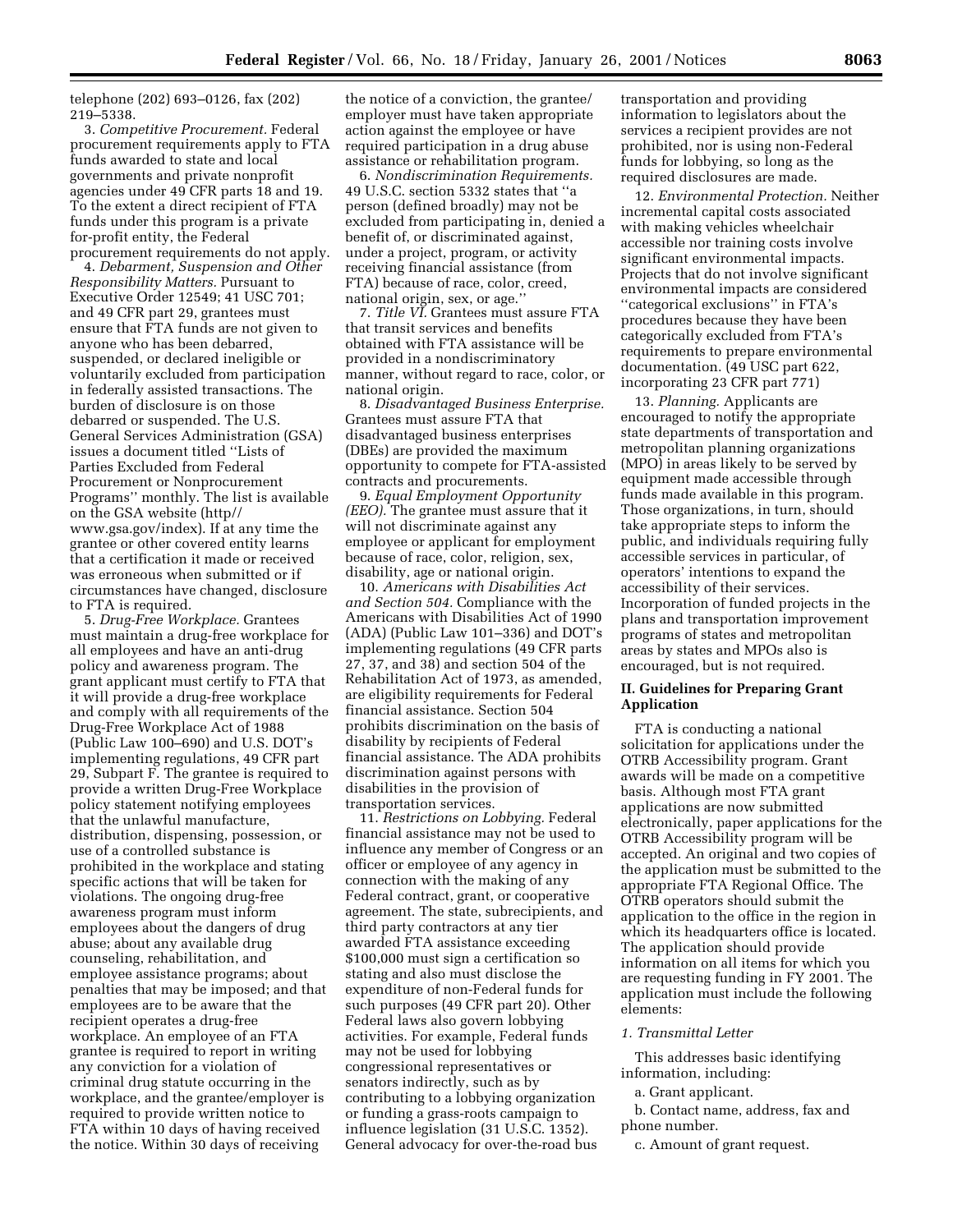telephone (202) 693–0126, fax (202) 219–5338.

3. *Competitive Procurement.* Federal procurement requirements apply to FTA funds awarded to state and local governments and private nonprofit agencies under 49 CFR parts 18 and 19. To the extent a direct recipient of FTA funds under this program is a private for-profit entity, the Federal procurement requirements do not apply.

4. *Debarment, Suspension and Other Responsibility Matters.* Pursuant to Executive Order 12549; 41 USC 701; and 49 CFR part 29, grantees must ensure that FTA funds are not given to anyone who has been debarred, suspended, or declared ineligible or voluntarily excluded from participation in federally assisted transactions. The burden of disclosure is on those debarred or suspended. The U.S. General Services Administration (GSA) issues a document titled ''Lists of Parties Excluded from Federal Procurement or Nonprocurement Programs'' monthly. The list is available on the GSA website (http//www.gsa.gov/index). If at any time the grantee or other covered entity learns that a certification it made or received was erroneous when submitted or if circumstances have changed, disclosure to FTA is required.

5. *Drug-Free Workplace.* Grantees must maintain a drug-free workplace for all employees and have an anti-drug policy and awareness program. The grant applicant must certify to FTA that it will provide a drug-free workplace and comply with all requirements of the Drug-Free Workplace Act of 1988 (Public Law 100–690) and U.S. DOT's implementing regulations, 49 CFR part 29, Subpart F. The grantee is required to provide a written Drug-Free Workplace policy statement notifying employees that the unlawful manufacture, distribution, dispensing, possession, or use of a controlled substance is prohibited in the workplace and stating specific actions that will be taken for violations. The ongoing drug-free awareness program must inform employees about the dangers of drug abuse; about any available drug counseling, rehabilitation, and employee assistance programs; about penalties that may be imposed; and that employees are to be aware that the recipient operates a drug-free workplace. An employee of an FTA grantee is required to report in writing any conviction for a violation of criminal drug statute occurring in the workplace, and the grantee/employer is required to provide written notice to FTA within 10 days of having received the notice. Within 30 days of receiving the notice of a conviction, the grantee/employer must have taken appropriate action against the employee or have required participation in a drug abuse assistance or rehabilitation program.

6. *Nondiscrimination Requirements.* 49 U.S.C. section 5332 states that ''a person (defined broadly) may not be excluded from participating in, denied a benefit of, or discriminated against, under a project, program, or activity receiving financial assistance (from FTA) because of race, color, creed, national origin, sex, or age.''

7. *Title VI.* Grantees must assure FTA that transit services and benefits obtained with FTA assistance will be provided in a nondiscriminatory manner, without regard to race, color, or national origin.

8. *Disadvantaged Business Enterprise.* Grantees must assure FTA that disadvantaged business enterprises (DBEs) are provided the maximum opportunity to compete for FTA-assisted contracts and procurements.

9. *Equal Employment Opportunity (EEO).* The grantee must assure that it will not discriminate against any employee or applicant for employment because of race, color, religion, sex, disability, age or national origin.

10. *Americans with Disabilities Act and Section 504.* Compliance with the Americans with Disabilities Act of 1990 (ADA) (Public Law 101–336) and DOT's implementing regulations (49 CFR parts 27, 37, and 38) and section 504 of the Rehabilitation Act of 1973, as amended, are eligibility requirements for Federal financial assistance. Section 504 prohibits discrimination on the basis of disability by recipients of Federal financial assistance. The ADA prohibits discrimination against persons with disabilities in the provision of transportation services.

11. *Restrictions on Lobbying.* Federal financial assistance may not be used to influence any member of Congress or an officer or employee of any agency in connection with the making of any Federal contract, grant, or cooperative agreement. The state, subrecipients, and third party contractors at any tier awarded FTA assistance exceeding $100,000 must sign a certification so stating and also must disclose the expenditure of non-Federal funds for such purposes (49 CFR part 20). Other Federal laws also govern lobbying activities. For example, Federal funds may not be used for lobbying congressional representatives or senators indirectly, such as by contributing to a lobbying organization or funding a grass-roots campaign to influence legislation (31 U.S.C. 1352). General advocacy for over-the-road bus transportation and providing information to legislators about the services a recipient provides are not prohibited, nor is using non-Federal funds for lobbying, so long as the required disclosures are made.

12. *Environmental Protection.* Neither incremental capital costs associated with making vehicles wheelchair accessible nor training costs involve significant environmental impacts. Projects that do not involve significant environmental impacts are considered ''categorical exclusions'' in FTA's procedures because they have been categorically excluded from FTA's requirements to prepare environmental documentation. (49 USC part 622, incorporating 23 CFR part 771)

13. *Planning.* Applicants are encouraged to notify the appropriate state departments of transportation and metropolitan planning organizations (MPO) in areas likely to be served by equipment made accessible through funds made available in this program. Those organizations, in turn, should take appropriate steps to inform the public, and individuals requiring fully accessible services in particular, of operators' intentions to expand the accessibility of their services. Incorporation of funded projects in the plans and transportation improvement programs of states and metropolitan areas by states and MPOs also is encouraged, but is not required.

## II. Guidelines for Preparing Grant Application

FTA is conducting a national solicitation for applications under the OTRB Accessibility program. Grant awards will be made on a competitive basis. Although most FTA grant applications are now submitted electronically, paper applications for the OTRB Accessibility program will be accepted. An original and two copies of the application must be submitted to the appropriate FTA Regional Office. The OTRB operators should submit the application to the office in the region in which its headquarters office is located. The application should provide information on all items for which you are requesting funding in FY 2001. The application must include the following elements:

*1. Transmittal Letter*

This addresses basic identifying information, including:

a. Grant applicant.

b. Contact name, address, fax and phone number.

c. Amount of grant request.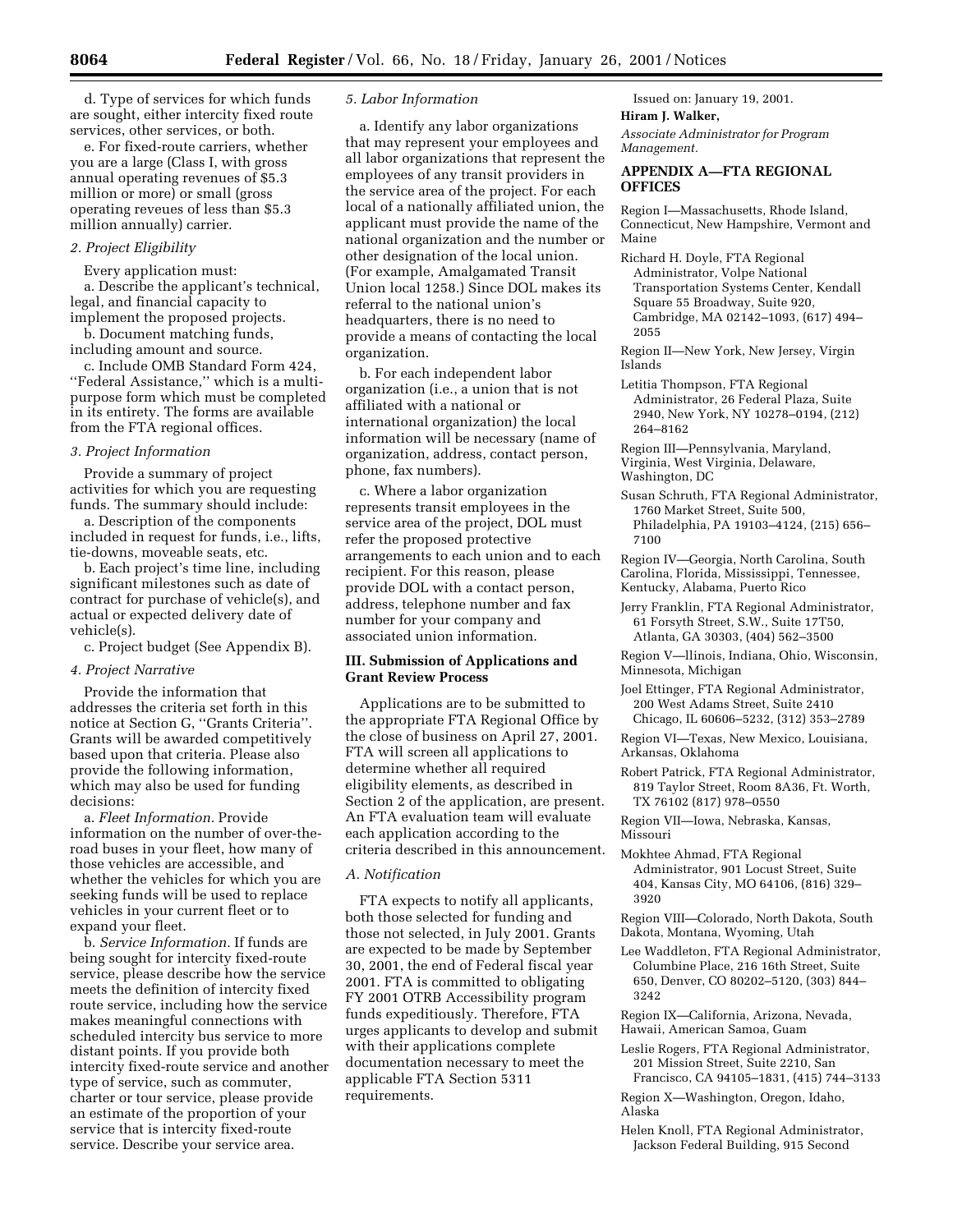d. Type of services for which funds are sought, either intercity fixed route services, other services, or both.

e. For fixed-route carriers, whether you are a large (Class I, with gross annual operating revenues of $5.3 million or more) or small (gross operating reveues of less than $5.3 million annually) carrier.

*2. Project Eligibility*

Every application must:

a. Describe the applicant's technical, legal, and financial capacity to implement the proposed projects.

b. Document matching funds, including amount and source.

c. Include OMB Standard Form 424, ''Federal Assistance,'' which is a multi-purpose form which must be completed in its entirety. The forms are available from the FTA regional offices.

*3. Project Information*

Provide a summary of project activities for which you are requesting funds. The summary should include:

a. Description of the components included in request for funds, i.e., lifts, tie-downs, moveable seats, etc.

b. Each project's time line, including significant milestones such as date of contract for purchase of vehicle(s), and actual or expected delivery date of vehicle(s).

c. Project budget (See Appendix B).

*4. Project Narrative*

Provide the information that addresses the criteria set forth in this notice at Section G, ''Grants Criteria''. Grants will be awarded competitively based upon that criteria. Please also provide the following information, which may also be used for funding decisions:

a. *Fleet Information.* Provide information on the number of over-the-road buses in your fleet, how many of those vehicles are accessible, and whether the vehicles for which you are seeking funds will be used to replace vehicles in your current fleet or to expand your fleet.

b. *Service Information.* If funds are being sought for intercity fixed-route service, please describe how the service meets the definition of intercity fixed route service, including how the service makes meaningful connections with scheduled intercity bus service to more distant points. If you provide both intercity fixed-route service and another type of service, such as commuter, charter or tour service, please provide an estimate of the proportion of your service that is intercity fixed-route service. Describe your service area.

*5. Labor Information*

a. Identify any labor organizations that may represent your employees and all labor organizations that represent the employees of any transit providers in the service area of the project. For each local of a nationally affiliated union, the applicant must provide the name of the national organization and the number or other designation of the local union. (For example, Amalgamated Transit Union local 1258.) Since DOL makes its referral to the national union's headquarters, there is no need to provide a means of contacting the local organization.

b. For each independent labor organization (i.e., a union that is not affiliated with a national or international organization) the local information will be necessary (name of organization, address, contact person, phone, fax numbers).

c. Where a labor organization represents transit employees in the service area of the project, DOL must refer the proposed protective arrangements to each union and to each recipient. For this reason, please provide DOL with a contact person, address, telephone number and fax number for your company and associated union information.

## III. Submission of Applications and Grant Review Process

Applications are to be submitted to the appropriate FTA Regional Office by the close of business on April 27, 2001. FTA will screen all applications to determine whether all required eligibility elements, as described in Section 2 of the application, are present. An FTA evaluation team will evaluate each application according to the criteria described in this announcement.

*A. Notification*

FTA expects to notify all applicants, both those selected for funding and those not selected, in July 2001. Grants are expected to be made by September 30, 2001, the end of Federal fiscal year 2001. FTA is committed to obligating FY 2001 OTRB Accessibility program funds expeditiously. Therefore, FTA urges applicants to develop and submit with their applications complete documentation necessary to meet the applicable FTA Section 5311 requirements.

Issued on: January 19, 2001.

**Hiram J. Walker,**

*Associate Administrator for Program Management.*

## APPENDIX A—FTA REGIONAL OFFICES

Region I—Massachusetts, Rhode Island, Connecticut, New Hampshire, Vermont and Maine

Richard H. Doyle, FTA Regional Administrator, Volpe National Transportation Systems Center, Kendall Square 55 Broadway, Suite 920, Cambridge, MA 02142–1093, (617) 494–2055

Region II—New York, New Jersey, Virgin Islands

Letitia Thompson, FTA Regional Administrator, 26 Federal Plaza, Suite 2940, New York, NY 10278–0194, (212) 264–8162

Region III—Pennsylvania, Maryland, Virginia, West Virginia, Delaware, Washington, DC

Susan Schruth, FTA Regional Administrator, 1760 Market Street, Suite 500, Philadelphia, PA 19103–4124, (215) 656–7100

Region IV—Georgia, North Carolina, South Carolina, Florida, Mississippi, Tennessee, Kentucky, Alabama, Puerto Rico

Jerry Franklin, FTA Regional Administrator, 61 Forsyth Street, S.W., Suite 17T50, Atlanta, GA 30303, (404) 562–3500

Region V—llinois, Indiana, Ohio, Wisconsin, Minnesota, Michigan

Joel Ettinger, FTA Regional Administrator, 200 West Adams Street, Suite 2410 Chicago, IL 60606–5232, (312) 353–2789

Region VI—Texas, New Mexico, Louisiana, Arkansas, Oklahoma

Robert Patrick, FTA Regional Administrator, 819 Taylor Street, Room 8A36, Ft. Worth, TX 76102 (817) 978–0550

Region VII—Iowa, Nebraska, Kansas, Missouri

Mokhtee Ahmad, FTA Regional Administrator, 901 Locust Street, Suite 404, Kansas City, MO 64106, (816) 329–3920

Region VIII—Colorado, North Dakota, South Dakota, Montana, Wyoming, Utah

Lee Waddleton, FTA Regional Administrator, Columbine Place, 216 16th Street, Suite 650, Denver, CO 80202–5120, (303) 844–3242

Region IX—California, Arizona, Nevada, Hawaii, American Samoa, Guam

Leslie Rogers, FTA Regional Administrator, 201 Mission Street, Suite 2210, San Francisco, CA 94105–1831, (415) 744–3133

Region X—Washington, Oregon, Idaho, Alaska

Helen Knoll, FTA Regional Administrator, Jackson Federal Building, 915 Second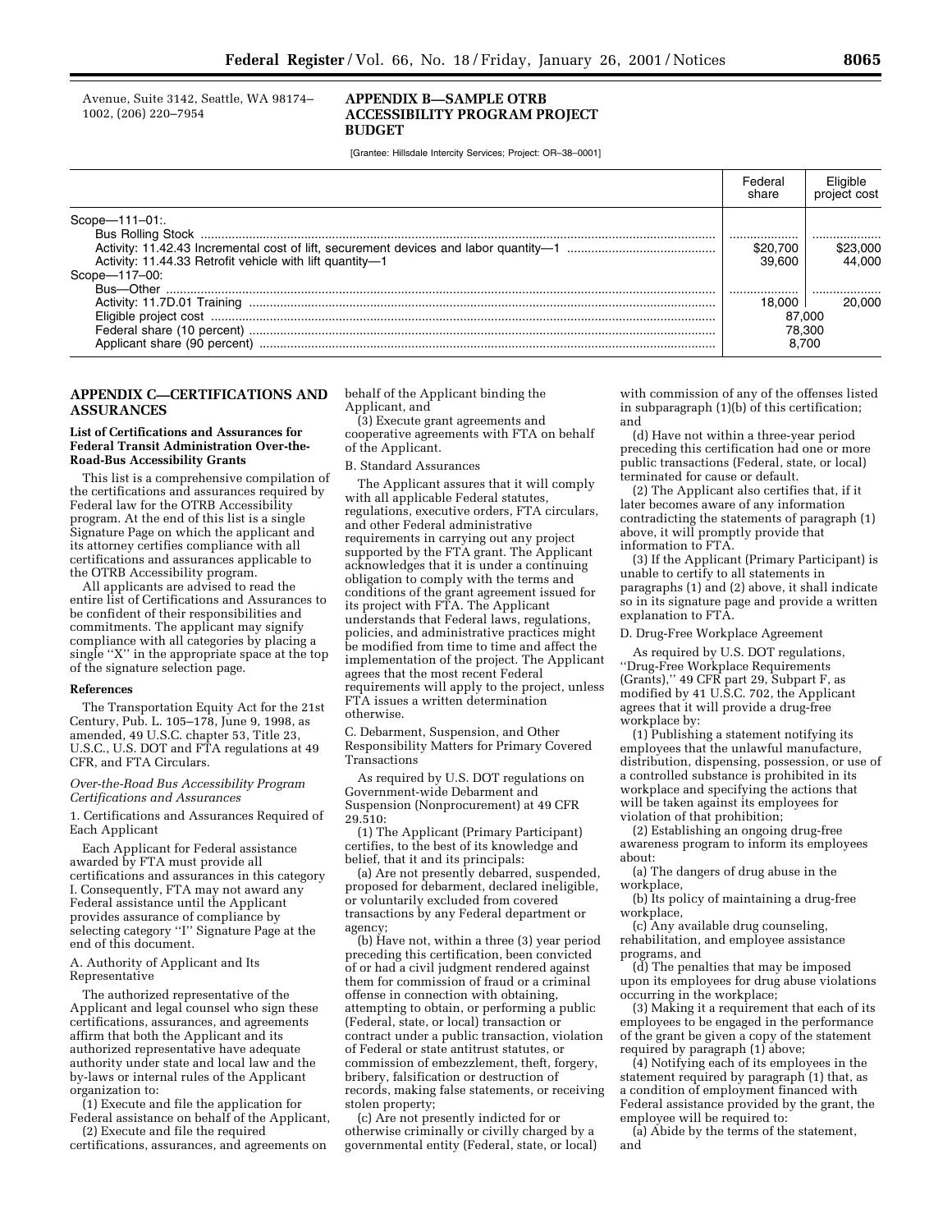Avenue, Suite 3142, Seattle, WA 98174–1002, (206) 220–7954

## APPENDIX B—SAMPLE OTRB ACCESSIBILITY PROGRAM PROJECT BUDGET

[Grantee: Hillsdale Intercity Services; Project: OR–38–0001]

| | Federal share | Eligible project cost |
|---|---|---|
| Scope—111–01:. | | |
| Bus Rolling Stock | .................... | .................... |
| Activity: 11.42.43 Incremental cost of lift, securement devices and labor quantity—1 | $20,700 | $23,000 |
| Activity: 11.44.33 Retrofit vehicle with lift quantity—1 | 39,600 | 44,000 |
| Scope—117–00: | | |
| Bus—Other | .................... | .................... |
| Activity: 11.7D.01 Training | 18,000 | 20,000 |
| Eligible project cost | 87,000 | |
| Federal share (10 percent) | 78,300 | |
| Applicant share (90 percent) | 8,700 | |

## APPENDIX C—CERTIFICATIONS AND ASSURANCES

### List of Certifications and Assurances for Federal Transit Administration Over-the-Road-Bus Accessibility Grants

This list is a comprehensive compilation of the certifications and assurances required by Federal law for the OTRB Accessibility program. At the end of this list is a single Signature Page on which the applicant and its attorney certifies compliance with all certifications and assurances applicable to the OTRB Accessibility program.

All applicants are advised to read the entire list of Certifications and Assurances to be confident of their responsibilities and commitments. The applicant may signify compliance with all categories by placing a single ''X'' in the appropriate space at the top of the signature selection page.

#### References

The Transportation Equity Act for the 21st Century, Pub. L. 105–178, June 9, 1998, as amended, 49 U.S.C. chapter 53, Title 23, U.S.C., U.S. DOT and FTA regulations at 49 CFR, and FTA Circulars.

*Over-the-Road Bus Accessibility Program Certifications and Assurances*

1. Certifications and Assurances Required of Each Applicant

Each Applicant for Federal assistance awarded by FTA must provide all certifications and assurances in this category I. Consequently, FTA may not award any Federal assistance until the Applicant provides assurance of compliance by selecting category ''I'' Signature Page at the end of this document.

A. Authority of Applicant and Its Representative

The authorized representative of the Applicant and legal counsel who sign these certifications, assurances, and agreements affirm that both the Applicant and its authorized representative have adequate authority under state and local law and the by-laws or internal rules of the Applicant organization to:

(1) Execute and file the application for Federal assistance on behalf of the Applicant,

(2) Execute and file the required certifications, assurances, and agreements on behalf of the Applicant binding the Applicant, and

(3) Execute grant agreements and cooperative agreements with FTA on behalf of the Applicant.

B. Standard Assurances

The Applicant assures that it will comply with all applicable Federal statutes, regulations, executive orders, FTA circulars, and other Federal administrative requirements in carrying out any project supported by the FTA grant. The Applicant acknowledges that it is under a continuing obligation to comply with the terms and conditions of the grant agreement issued for its project with FTA. The Applicant understands that Federal laws, regulations, policies, and administrative practices might be modified from time to time and affect the implementation of the project. The Applicant agrees that the most recent Federal requirements will apply to the project, unless FTA issues a written determination otherwise.

C. Debarment, Suspension, and Other Responsibility Matters for Primary Covered Transactions

As required by U.S. DOT regulations on Government-wide Debarment and Suspension (Nonprocurement) at 49 CFR 29.510:

(1) The Applicant (Primary Participant) certifies, to the best of its knowledge and belief, that it and its principals:

(a) Are not presently debarred, suspended, proposed for debarment, declared ineligible, or voluntarily excluded from covered transactions by any Federal department or agency;

(b) Have not, within a three (3) year period preceding this certification, been convicted of or had a civil judgment rendered against them for commission of fraud or a criminal offense in connection with obtaining, attempting to obtain, or performing a public (Federal, state, or local) transaction or contract under a public transaction, violation of Federal or state antitrust statutes, or commission of embezzlement, theft, forgery, bribery, falsification or destruction of records, making false statements, or receiving stolen property;

(c) Are not presently indicted for or otherwise criminally or civilly charged by a governmental entity (Federal, state, or local) with commission of any of the offenses listed in subparagraph (1)(b) of this certification; and

(d) Have not within a three-year period preceding this certification had one or more public transactions (Federal, state, or local) terminated for cause or default.

(2) The Applicant also certifies that, if it later becomes aware of any information contradicting the statements of paragraph (1) above, it will promptly provide that information to FTA.

(3) If the Applicant (Primary Participant) is unable to certify to all statements in paragraphs (1) and (2) above, it shall indicate so in its signature page and provide a written explanation to FTA.

D. Drug-Free Workplace Agreement

As required by U.S. DOT regulations, ''Drug-Free Workplace Requirements (Grants),'' 49 CFR part 29, Subpart F, as modified by 41 U.S.C. 702, the Applicant agrees that it will provide a drug-free workplace by:

(1) Publishing a statement notifying its employees that the unlawful manufacture, distribution, dispensing, possession, or use of a controlled substance is prohibited in its workplace and specifying the actions that will be taken against its employees for violation of that prohibition;

(2) Establishing an ongoing drug-free awareness program to inform its employees about:

(a) The dangers of drug abuse in the workplace,

(b) Its policy of maintaining a drug-free workplace,

(c) Any available drug counseling, rehabilitation, and employee assistance programs, and

(d) The penalties that may be imposed upon its employees for drug abuse violations occurring in the workplace;

(3) Making it a requirement that each of its employees to be engaged in the performance of the grant be given a copy of the statement required by paragraph (1) above;

(4) Notifying each of its employees in the statement required by paragraph (1) that, as a condition of employment financed with Federal assistance provided by the grant, the employee will be required to:

(a) Abide by the terms of the statement, and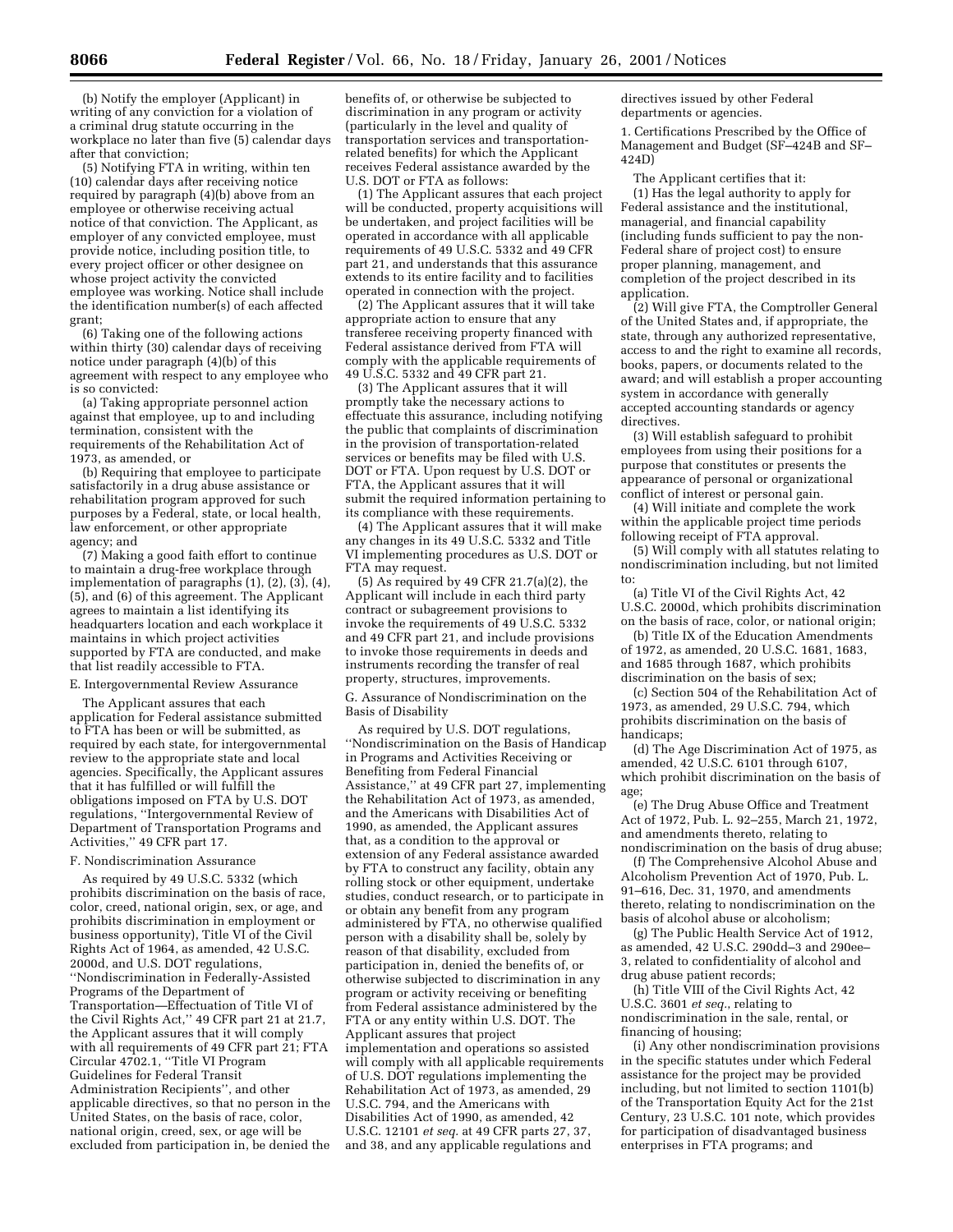(b) Notify the employer (Applicant) in writing of any conviction for a violation of a criminal drug statute occurring in the workplace no later than five (5) calendar days after that conviction;

(5) Notifying FTA in writing, within ten (10) calendar days after receiving notice required by paragraph (4)(b) above from an employee or otherwise receiving actual notice of that conviction. The Applicant, as employer of any convicted employee, must provide notice, including position title, to every project officer or other designee on whose project activity the convicted employee was working. Notice shall include the identification number(s) of each affected grant;

(6) Taking one of the following actions within thirty (30) calendar days of receiving notice under paragraph (4)(b) of this agreement with respect to any employee who is so convicted:

(a) Taking appropriate personnel action against that employee, up to and including termination, consistent with the requirements of the Rehabilitation Act of 1973, as amended, or

(b) Requiring that employee to participate satisfactorily in a drug abuse assistance or rehabilitation program approved for such purposes by a Federal, state, or local health, law enforcement, or other appropriate agency; and

(7) Making a good faith effort to continue to maintain a drug-free workplace through implementation of paragraphs (1), (2), (3), (4), (5), and (6) of this agreement. The Applicant agrees to maintain a list identifying its headquarters location and each workplace it maintains in which project activities supported by FTA are conducted, and make that list readily accessible to FTA.

E. Intergovernmental Review Assurance

The Applicant assures that each application for Federal assistance submitted to FTA has been or will be submitted, as required by each state, for intergovernmental review to the appropriate state and local agencies. Specifically, the Applicant assures that it has fulfilled or will fulfill the obligations imposed on FTA by U.S. DOT regulations, "Intergovernmental Review of Department of Transportation Programs and Activities," 49 CFR part 17.

F. Nondiscrimination Assurance

As required by 49 U.S.C. 5332 (which prohibits discrimination on the basis of race, color, creed, national origin, sex, or age, and prohibits discrimination in employment or business opportunity), Title VI of the Civil Rights Act of 1964, as amended, 42 U.S.C. 2000d, and U.S. DOT regulations, "Nondiscrimination in Federally-Assisted Programs of the Department of Transportation—Effectuation of Title VI of the Civil Rights Act," 49 CFR part 21 at 21.7, the Applicant assures that it will comply with all requirements of 49 CFR part 21; FTA Circular 4702.1, "Title VI Program Guidelines for Federal Transit Administration Recipients", and other applicable directives, so that no person in the United States, on the basis of race, color, national origin, creed, sex, or age will be excluded from participation in, be denied the benefits of, or otherwise be subjected to discrimination in any program or activity (particularly in the level and quality of transportation services and transportation-related benefits) for which the Applicant receives Federal assistance awarded by the U.S. DOT or FTA as follows:

(1) The Applicant assures that each project will be conducted, property acquisitions will be undertaken, and project facilities will be operated in accordance with all applicable requirements of 49 U.S.C. 5332 and 49 CFR part 21, and understands that this assurance extends to its entire facility and to facilities operated in connection with the project.

(2) The Applicant assures that it will take appropriate action to ensure that any transferee receiving property financed with Federal assistance derived from FTA will comply with the applicable requirements of 49 U.S.C. 5332 and 49 CFR part 21.

(3) The Applicant assures that it will promptly take the necessary actions to effectuate this assurance, including notifying the public that complaints of discrimination in the provision of transportation-related services or benefits may be filed with U.S. DOT or FTA. Upon request by U.S. DOT or FTA, the Applicant assures that it will submit the required information pertaining to its compliance with these requirements.

(4) The Applicant assures that it will make any changes in its 49 U.S.C. 5332 and Title VI implementing procedures as U.S. DOT or FTA may request.

(5) As required by 49 CFR 21.7(a)(2), the Applicant will include in each third party contract or subagreement provisions to invoke the requirements of 49 U.S.C. 5332 and 49 CFR part 21, and include provisions to invoke those requirements in deeds and instruments recording the transfer of real property, structures, improvements.

G. Assurance of Nondiscrimination on the Basis of Disability

As required by U.S. DOT regulations, "Nondiscrimination on the Basis of Handicap in Programs and Activities Receiving or Benefiting from Federal Financial Assistance," at 49 CFR part 27, implementing the Rehabilitation Act of 1973, as amended, and the Americans with Disabilities Act of 1990, as amended, the Applicant assures that, as a condition to the approval or extension of any Federal assistance awarded by FTA to construct any facility, obtain any rolling stock or other equipment, undertake studies, conduct research, or to participate in or obtain any benefit from any program administered by FTA, no otherwise qualified person with a disability shall be, solely by reason of that disability, excluded from participation in, denied the benefits of, or otherwise subjected to discrimination in any program or activity receiving or benefiting from Federal assistance administered by the FTA or any entity within U.S. DOT. The Applicant assures that project implementation and operations so assisted will comply with all applicable requirements of U.S. DOT regulations implementing the Rehabilitation Act of 1973, as amended, 29 U.S.C. 794, and the Americans with Disabilities Act of 1990, as amended, 42 U.S.C. 12101 *et seq.* at 49 CFR parts 27, 37, and 38, and any applicable regulations and directives issued by other Federal departments or agencies.

1. Certifications Prescribed by the Office of Management and Budget (SF–424B and SF–424D)

The Applicant certifies that it:

(1) Has the legal authority to apply for Federal assistance and the institutional, managerial, and financial capability (including funds sufficient to pay the non-Federal share of project cost) to ensure proper planning, management, and completion of the project described in its application.

(2) Will give FTA, the Comptroller General of the United States and, if appropriate, the state, through any authorized representative, access to and the right to examine all records, books, papers, or documents related to the award; and will establish a proper accounting system in accordance with generally accepted accounting standards or agency directives.

(3) Will establish safeguard to prohibit employees from using their positions for a purpose that constitutes or presents the appearance of personal or organizational conflict of interest or personal gain.

(4) Will initiate and complete the work within the applicable project time periods following receipt of FTA approval.

(5) Will comply with all statutes relating to nondiscrimination including, but not limited to:

(a) Title VI of the Civil Rights Act, 42 U.S.C. 2000d, which prohibits discrimination on the basis of race, color, or national origin;

(b) Title IX of the Education Amendments of 1972, as amended, 20 U.S.C. 1681, 1683, and 1685 through 1687, which prohibits discrimination on the basis of sex;

(c) Section 504 of the Rehabilitation Act of 1973, as amended, 29 U.S.C. 794, which prohibits discrimination on the basis of handicaps;

(d) The Age Discrimination Act of 1975, as amended, 42 U.S.C. 6101 through 6107, which prohibit discrimination on the basis of age;

(e) The Drug Abuse Office and Treatment Act of 1972, Pub. L. 92–255, March 21, 1972, and amendments thereto, relating to nondiscrimination on the basis of drug abuse;

(f) The Comprehensive Alcohol Abuse and Alcoholism Prevention Act of 1970, Pub. L. 91–616, Dec. 31, 1970, and amendments thereto, relating to nondiscrimination on the basis of alcohol abuse or alcoholism;

(g) The Public Health Service Act of 1912, as amended, 42 U.S.C. 290dd–3 and 290ee–3, related to confidentiality of alcohol and drug abuse patient records;

(h) Title VIII of the Civil Rights Act, 42 U.S.C. 3601 *et seq.*, relating to nondiscrimination in the sale, rental, or financing of housing;

(i) Any other nondiscrimination provisions in the specific statutes under which Federal assistance for the project may be provided including, but not limited to section 1101(b) of the Transportation Equity Act for the 21st Century, 23 U.S.C. 101 note, which provides for participation of disadvantaged business enterprises in FTA programs; and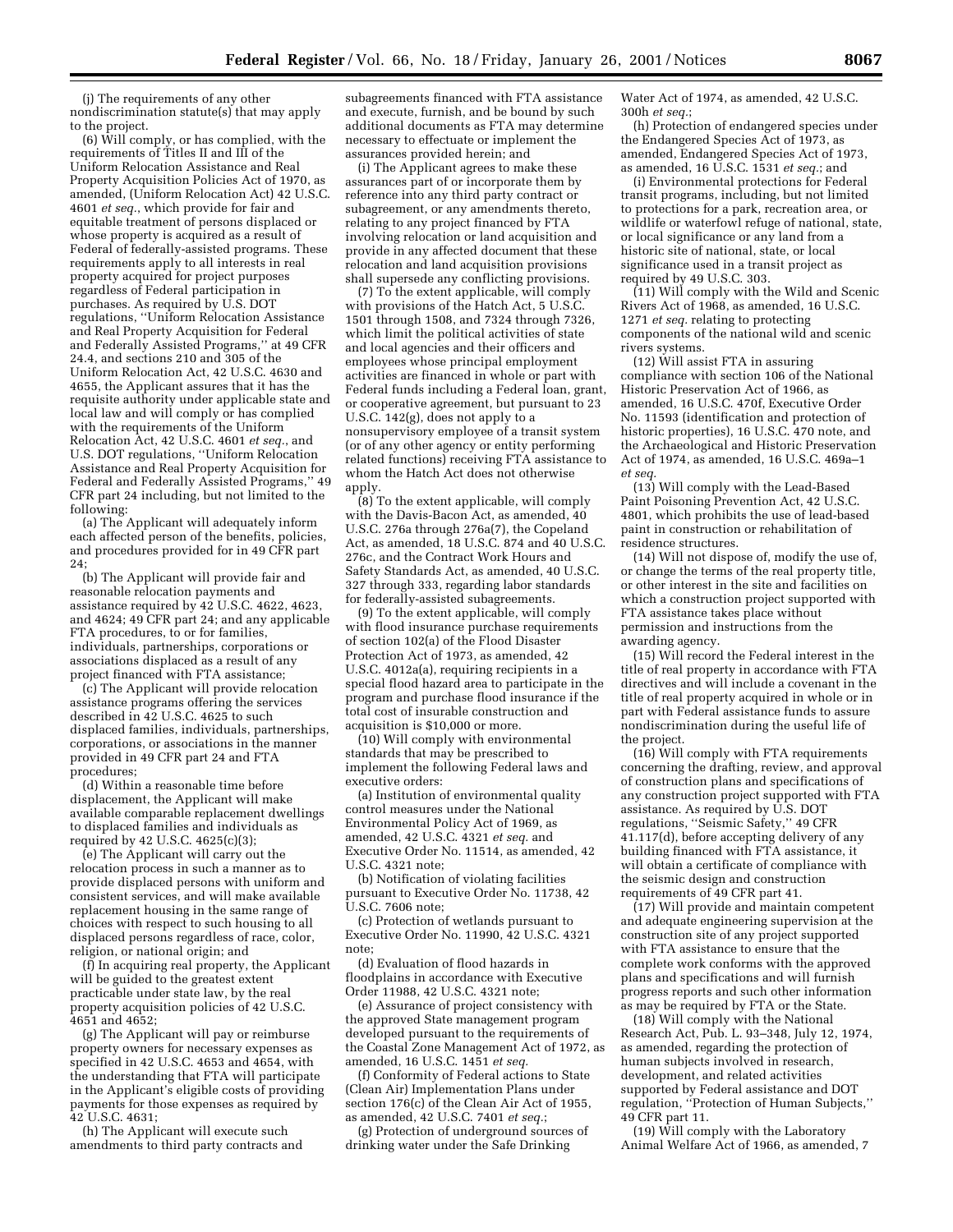(j) The requirements of any other nondiscrimination statute(s) that may apply to the project.

(6) Will comply, or has complied, with the requirements of Titles II and III of the Uniform Relocation Assistance and Real Property Acquisition Policies Act of 1970, as amended, (Uniform Relocation Act) 42 U.S.C. 4601 *et seq.*, which provide for fair and equitable treatment of persons displaced or whose property is acquired as a result of Federal of federally-assisted programs. These requirements apply to all interests in real property acquired for project purposes regardless of Federal participation in purchases. As required by U.S. DOT regulations, ''Uniform Relocation Assistance and Real Property Acquisition for Federal and Federally Assisted Programs,'' at 49 CFR 24.4, and sections 210 and 305 of the Uniform Relocation Act, 42 U.S.C. 4630 and 4655, the Applicant assures that it has the requisite authority under applicable state and local law and will comply or has complied with the requirements of the Uniform Relocation Act, 42 U.S.C. 4601 *et seq.*, and U.S. DOT regulations, ''Uniform Relocation Assistance and Real Property Acquisition for Federal and Federally Assisted Programs,'' 49 CFR part 24 including, but not limited to the following:

(a) The Applicant will adequately inform each affected person of the benefits, policies, and procedures provided for in 49 CFR part 24;

(b) The Applicant will provide fair and reasonable relocation payments and assistance required by 42 U.S.C. 4622, 4623, and 4624; 49 CFR part 24; and any applicable FTA procedures, to or for families, individuals, partnerships, corporations or associations displaced as a result of any project financed with FTA assistance;

(c) The Applicant will provide relocation assistance programs offering the services described in 42 U.S.C. 4625 to such displaced families, individuals, partnerships, corporations, or associations in the manner provided in 49 CFR part 24 and FTA procedures;

(d) Within a reasonable time before displacement, the Applicant will make available comparable replacement dwellings to displaced families and individuals as required by 42 U.S.C. 4625(c)(3);

(e) The Applicant will carry out the relocation process in such a manner as to provide displaced persons with uniform and consistent services, and will make available replacement housing in the same range of choices with respect to such housing to all displaced persons regardless of race, color, religion, or national origin; and

(f) In acquiring real property, the Applicant will be guided to the greatest extent practicable under state law, by the real property acquisition policies of 42 U.S.C. 4651 and 4652;

(g) The Applicant will pay or reimburse property owners for necessary expenses as specified in 42 U.S.C. 4653 and 4654, with the understanding that FTA will participate in the Applicant's eligible costs of providing payments for those expenses as required by 42 U.S.C. 4631;

(h) The Applicant will execute such amendments to third party contracts and subagreements financed with FTA assistance and execute, furnish, and be bound by such additional documents as FTA may determine necessary to effectuate or implement the assurances provided herein; and

(i) The Applicant agrees to make these assurances part of or incorporate them by reference into any third party contract or subagreement, or any amendments thereto, relating to any project financed by FTA involving relocation or land acquisition and provide in any affected document that these relocation and land acquisition provisions shall supersede any conflicting provisions.

(7) To the extent applicable, will comply with provisions of the Hatch Act, 5 U.S.C. 1501 through 1508, and 7324 through 7326, which limit the political activities of state and local agencies and their officers and employees whose principal employment activities are financed in whole or part with Federal funds including a Federal loan, grant, or cooperative agreement, but pursuant to 23 U.S.C. 142(g), does not apply to a nonsupervisory employee of a transit system (or of any other agency or entity performing related functions) receiving FTA assistance to whom the Hatch Act does not otherwise apply.

(8) To the extent applicable, will comply with the Davis-Bacon Act, as amended, 40 U.S.C. 276a through 276a(7), the Copeland Act, as amended, 18 U.S.C. 874 and 40 U.S.C. 276c, and the Contract Work Hours and Safety Standards Act, as amended, 40 U.S.C. 327 through 333, regarding labor standards for federally-assisted subagreements.

(9) To the extent applicable, will comply with flood insurance purchase requirements of section 102(a) of the Flood Disaster Protection Act of 1973, as amended, 42 U.S.C. 4012a(a), requiring recipients in a special flood hazard area to participate in the program and purchase flood insurance if the total cost of insurable construction and acquisition is $10,000 or more.

(10) Will comply with environmental standards that may be prescribed to implement the following Federal laws and executive orders:

(a) Institution of environmental quality control measures under the National Environmental Policy Act of 1969, as amended, 42 U.S.C. 4321 *et seq.* and Executive Order No. 11514, as amended, 42 U.S.C. 4321 note;

(b) Notification of violating facilities pursuant to Executive Order No. 11738, 42 U.S.C. 7606 note;

(c) Protection of wetlands pursuant to Executive Order No. 11990, 42 U.S.C. 4321 note;

(d) Evaluation of flood hazards in floodplains in accordance with Executive Order 11988, 42 U.S.C. 4321 note;

(e) Assurance of project consistency with the approved State management program developed pursuant to the requirements of the Coastal Zone Management Act of 1972, as amended, 16 U.S.C. 1451 *et seq.*

(f) Conformity of Federal actions to State (Clean Air) Implementation Plans under section 176(c) of the Clean Air Act of 1955, as amended, 42 U.S.C. 7401 *et seq.*;

(g) Protection of underground sources of drinking water under the Safe Drinking Water Act of 1974, as amended, 42 U.S.C. 300h *et seq.*;

(h) Protection of endangered species under the Endangered Species Act of 1973, as amended, Endangered Species Act of 1973, as amended, 16 U.S.C. 1531 *et seq.*; and

(i) Environmental protections for Federal transit programs, including, but not limited to protections for a park, recreation area, or wildlife or waterfowl refuge of national, state, or local significance or any land from a historic site of national, state, or local significance used in a transit project as required by 49 U.S.C. 303.

(11) Will comply with the Wild and Scenic Rivers Act of 1968, as amended, 16 U.S.C. 1271 *et seq.* relating to protecting components of the national wild and scenic rivers systems.

(12) Will assist FTA in assuring compliance with section 106 of the National Historic Preservation Act of 1966, as amended, 16 U.S.C. 470f, Executive Order No. 11593 (identification and protection of historic properties), 16 U.S.C. 470 note, and the Archaeological and Historic Preservation Act of 1974, as amended, 16 U.S.C. 469a–1 *et seq.*

(13) Will comply with the Lead-Based Paint Poisoning Prevention Act, 42 U.S.C. 4801, which prohibits the use of lead-based paint in construction or rehabilitation of residence structures.

(14) Will not dispose of, modify the use of, or change the terms of the real property title, or other interest in the site and facilities on which a construction project supported with FTA assistance takes place without permission and instructions from the awarding agency.

(15) Will record the Federal interest in the title of real property in accordance with FTA directives and will include a covenant in the title of real property acquired in whole or in part with Federal assistance funds to assure nondiscrimination during the useful life of the project.

(16) Will comply with FTA requirements concerning the drafting, review, and approval of construction plans and specifications of any construction project supported with FTA assistance. As required by U.S. DOT regulations, ''Seismic Safety,'' 49 CFR 41.117(d), before accepting delivery of any building financed with FTA assistance, it will obtain a certificate of compliance with the seismic design and construction requirements of 49 CFR part 41.

(17) Will provide and maintain competent and adequate engineering supervision at the construction site of any project supported with FTA assistance to ensure that the complete work conforms with the approved plans and specifications and will furnish progress reports and such other information as may be required by FTA or the State.

(18) Will comply with the National Research Act, Pub. L. 93–348, July 12, 1974, as amended, regarding the protection of human subjects involved in research, development, and related activities supported by Federal assistance and DOT regulation, ''Protection of Human Subjects,'' 49 CFR part 11.

(19) Will comply with the Laboratory Animal Welfare Act of 1966, as amended, 7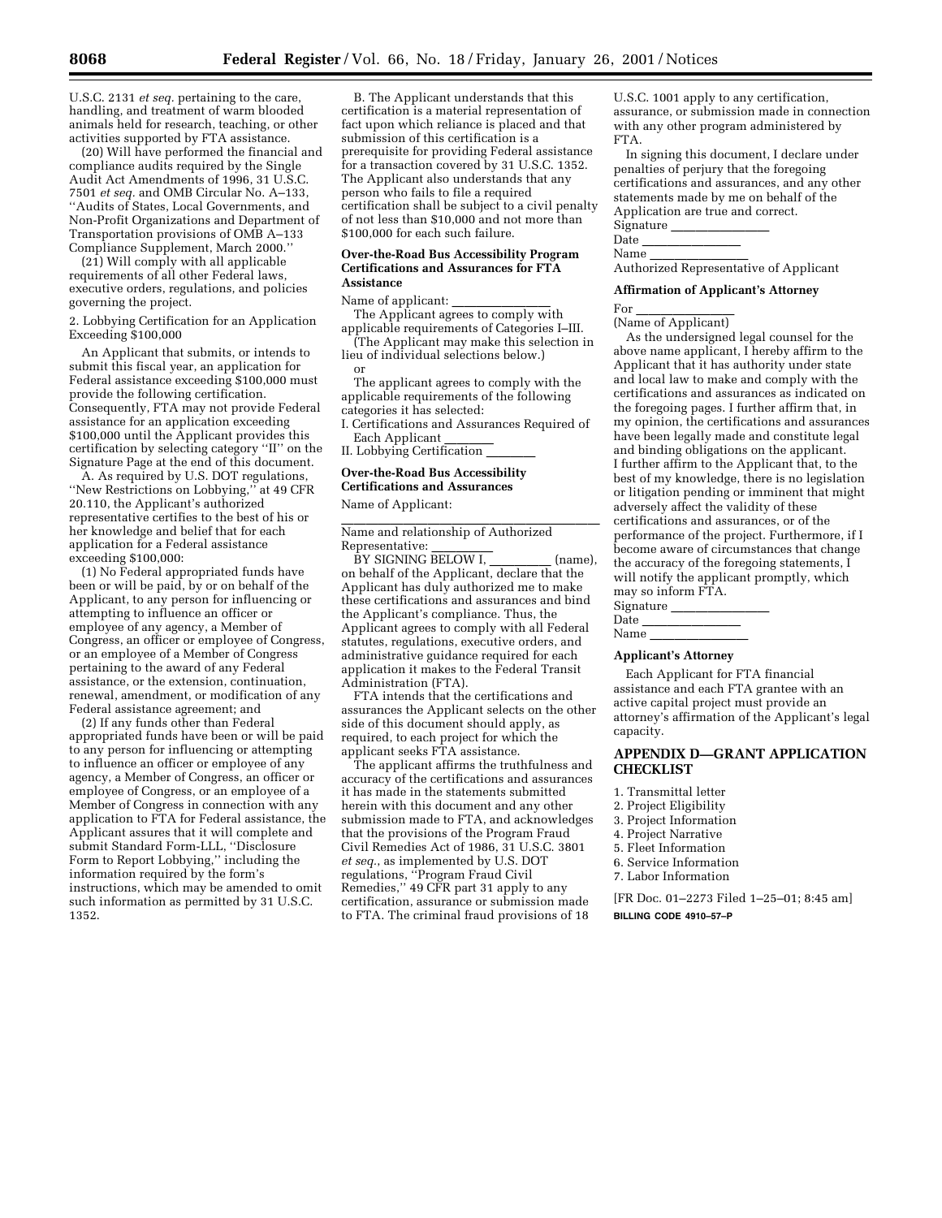U.S.C. 2131 *et seq.* pertaining to the care, handling, and treatment of warm blooded animals held for research, teaching, or other activities supported by FTA assistance.

(20) Will have performed the financial and compliance audits required by the Single Audit Act Amendments of 1996, 31 U.S.C. 7501 *et seq.* and OMB Circular No. A–133, ''Audits of States, Local Governments, and Non-Profit Organizations and Department of Transportation provisions of OMB A–133 Compliance Supplement, March 2000.''

(21) Will comply with all applicable requirements of all other Federal laws, executive orders, regulations, and policies governing the project.

2. Lobbying Certification for an Application Exceeding $100,000

An Applicant that submits, or intends to submit this fiscal year, an application for Federal assistance exceeding $100,000 must provide the following certification. Consequently, FTA may not provide Federal assistance for an application exceeding $100,000 until the Applicant provides this certification by selecting category ''II'' on the Signature Page at the end of this document.

A. As required by U.S. DOT regulations, ''New Restrictions on Lobbying,'' at 49 CFR 20.110, the Applicant's authorized representative certifies to the best of his or her knowledge and belief that for each application for a Federal assistance exceeding $100,000:

(1) No Federal appropriated funds have been or will be paid, by or on behalf of the Applicant, to any person for influencing or attempting to influence an officer or employee of any agency, a Member of Congress, an officer or employee of Congress, or an employee of a Member of Congress pertaining to the award of any Federal assistance, or the extension, continuation, renewal, amendment, or modification of any Federal assistance agreement; and

(2) If any funds other than Federal appropriated funds have been or will be paid to any person for influencing or attempting to influence an officer or employee of any agency, a Member of Congress, an officer or employee of Congress, or an employee of a Member of Congress in connection with any application to FTA for Federal assistance, the Applicant assures that it will complete and submit Standard Form-LLL, ''Disclosure Form to Report Lobbying,'' including the information required by the form's instructions, which may be amended to omit such information as permitted by 31 U.S.C. 1352.

B. The Applicant understands that this certification is a material representation of fact upon which reliance is placed and that submission of this certification is a prerequisite for providing Federal assistance for a transaction covered by 31 U.S.C. 1352. The Applicant also understands that any person who fails to file a required certification shall be subject to a civil penalty of not less than $10,000 and not more than $100,000 for each such failure.

**Over-the-Road Bus Accessibility Program Certifications and Assurances for FTA Assistance**

Name of applicant: \_\_\_\_\_\_\_\_\_\_

The Applicant agrees to comply with applicable requirements of Categories I–III.

(The Applicant may make this selection in lieu of individual selections below.)

or

The applicant agrees to comply with the applicable requirements of the following categories it has selected:

I. Certifications and Assurances Required of Each Applicant \_\_\_\_\_\_\_\_

II. Lobbying Certification \_\_\_\_\_\_\_\_

**Over-the-Road Bus Accessibility Certifications and Assurances**

Name of Applicant:

\_\_\_\_\_\_\_\_\_\_\_\_\_\_\_\_\_\_\_\_\_\_\_\_\_\_\_\_\_\_

Name and relationship of Authorized Representative: \_\_\_\_\_\_\_\_\_\_

BY SIGNING BELOW I, \_\_\_\_\_\_\_\_\_\_ (name), on behalf of the Applicant, declare that the Applicant has duly authorized me to make these certifications and assurances and bind the Applicant's compliance. Thus, the Applicant agrees to comply with all Federal statutes, regulations, executive orders, and administrative guidance required for each application it makes to the Federal Transit Administration (FTA).

FTA intends that the certifications and assurances the Applicant selects on the other side of this document should apply, as required, to each project for which the applicant seeks FTA assistance.

The applicant affirms the truthfulness and accuracy of the certifications and assurances it has made in the statements submitted herein with this document and any other submission made to FTA, and acknowledges that the provisions of the Program Fraud Civil Remedies Act of 1986, 31 U.S.C. 3801 *et seq.*, as implemented by U.S. DOT regulations, ''Program Fraud Civil Remedies,'' 49 CFR part 31 apply to any certification, assurance or submission made to FTA. The criminal fraud provisions of 18 U.S.C. 1001 apply to any certification, assurance, or submission made in connection with any other program administered by FTA.

In signing this document, I declare under penalties of perjury that the foregoing certifications and assurances, and any other statements made by me on behalf of the Application are true and correct.

Signature \_\_\_\_\_\_\_\_\_\_

Date \_\_\_\_\_\_\_\_\_\_

Name \_\_\_\_\_\_\_\_\_\_

Authorized Representative of Applicant

**Affirmation of Applicant's Attorney**

For \_\_\_\_\_\_\_\_\_\_

(Name of Applicant)

As the undersigned legal counsel for the above name applicant, I hereby affirm to the Applicant that it has authority under state and local law to make and comply with the certifications and assurances as indicated on the foregoing pages. I further affirm that, in my opinion, the certifications and assurances have been legally made and constitute legal and binding obligations on the applicant. I further affirm to the Applicant that, to the best of my knowledge, there is no legislation or litigation pending or imminent that might adversely affect the validity of these certifications and assurances, or of the performance of the project. Furthermore, if I become aware of circumstances that change the accuracy of the foregoing statements, I will notify the applicant promptly, which may so inform FTA.

Signature \_\_\_\_\_\_\_\_\_\_

Date \_\_\_\_\_\_\_\_\_\_

Name \_\_\_\_\_\_\_\_\_\_

**Applicant's Attorney**

Each Applicant for FTA financial assistance and each FTA grantee with an active capital project must provide an attorney's affirmation of the Applicant's legal capacity.

## APPENDIX D—GRANT APPLICATION CHECKLIST

1. Transmittal letter
2. Project Eligibility
3. Project Information
4. Project Narrative
5. Fleet Information
6. Service Information
7. Labor Information

[FR Doc. 01–2273 Filed 1–25–01; 8:45 am]

**BILLING CODE 4910–57–P**